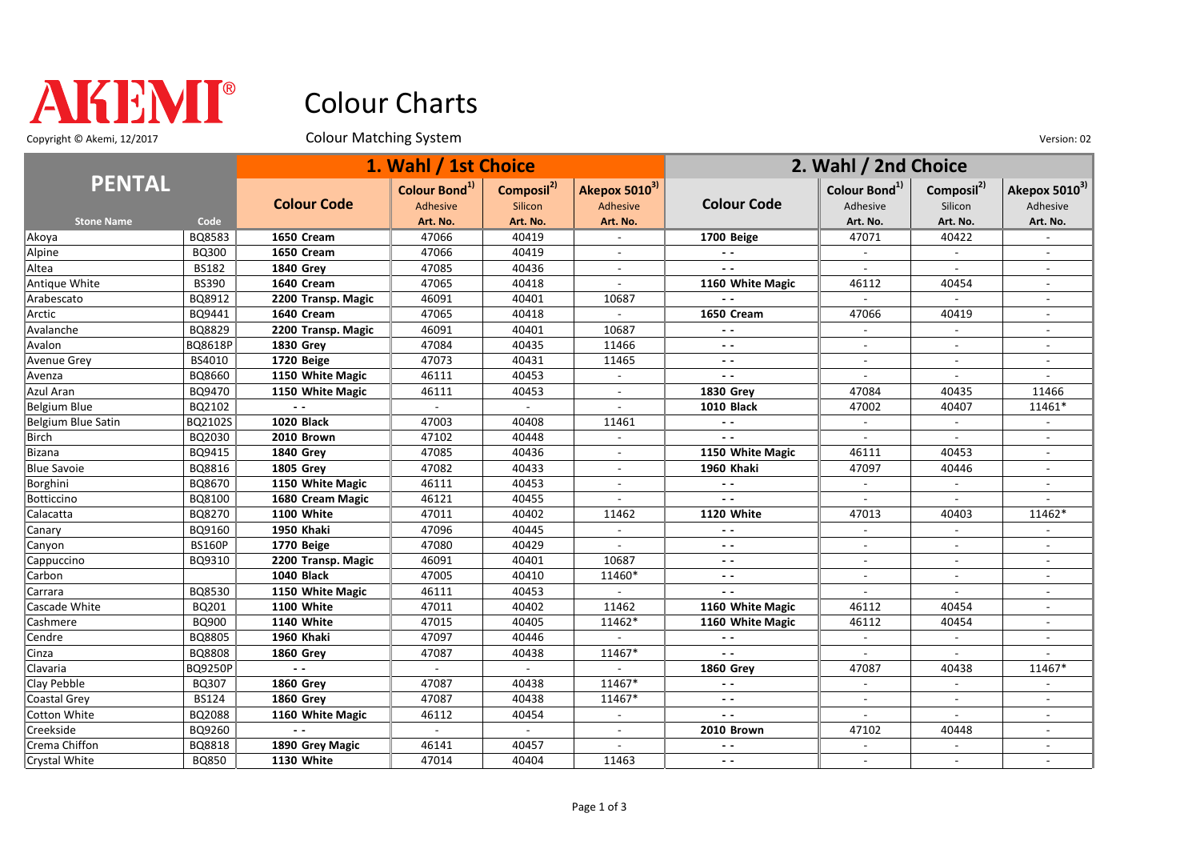# AKEMI®

# Colour Charts

Copyright © Akemi, 12/2017

Colour Matching System

Version: 02

| PENTAL | | 1. Wahl / 1st Choice | | | | 2. Wahl / 2nd Choice | | | |
|---|---|---|---|---|---|---|---|---|---|
| | | Colour Code | Colour Bond[1] Adhesive | Composil[2] Silicon | Akepox 5010[3] Adhesive | Colour Code | Colour Bond[1] Adhesive | Composil[2] Silicon | Akepox 5010[3] Adhesive |
| Stone Name | Code | | Art. No. | Art. No. | Art. No. | | Art. No. | Art. No. | Art. No. |
| Akoya | BQ8583 | **1650 Cream** | 47066 | 40419 | - | **1700 Beige** | 47071 | 40422 | - |
| Alpine | BQ300 | **1650 Cream** | 47066 | 40419 | - | - - | - | - | - |
| Altea | BS182 | **1840 Grey** | 47085 | 40436 | - | - - | - | - | - |
| Antique White | BS390 | **1640 Cream** | 47065 | 40418 | - | **1160 White Magic** | 46112 | 40454 | - |
| Arabescato | BQ8912 | **2200 Transp. Magic** | 46091 | 40401 | 10687 | - - | - | - | - |
| Arctic | BQ9441 | **1640 Cream** | 47065 | 40418 | - | **1650 Cream** | 47066 | 40419 | - |
| Avalanche | BQ8829 | **2200 Transp. Magic** | 46091 | 40401 | 10687 | - - | - | - | - |
| Avalon | BQ8618P | **1830 Grey** | 47084 | 40435 | 11466 | - - | - | - | - |
| Avenue Grey | BS4010 | **1720 Beige** | 47073 | 40431 | 11465 | - - | - | - | - |
| Avenza | BQ8660 | **1150 White Magic** | 46111 | 40453 | - | - - | - | - | - |
| Azul Aran | BQ9470 | **1150 White Magic** | 46111 | 40453 | - | **1830 Grey** | 47084 | 40435 | 11466 |
| Belgium Blue | BQ2102 | - - | - | - | - | **1010 Black** | 47002 | 40407 | 11461* |
| Belgium Blue Satin | BQ2102S | **1020 Black** | 47003 | 40408 | 11461 | - - | - | - | - |
| Birch | BQ2030 | **2010 Brown** | 47102 | 40448 | - | - - | - | - | - |
| Bizana | BQ9415 | **1840 Grey** | 47085 | 40436 | - | **1150 White Magic** | 46111 | 40453 | - |
| Blue Savoie | BQ8816 | **1805 Grey** | 47082 | 40433 | - | **1960 Khaki** | 47097 | 40446 | - |
| Borghini | BQ8670 | **1150 White Magic** | 46111 | 40453 | - | - - | - | - | - |
| Botticcino | BQ8100 | **1680 Cream Magic** | 46121 | 40455 | - | - - | - | - | - |
| Calacatta | BQ8270 | **1100 White** | 47011 | 40402 | 11462 | **1120 White** | 47013 | 40403 | 11462* |
| Canary | BQ9160 | **1950 Khaki** | 47096 | 40445 | - | - - | - | - | - |
| Canyon | BS160P | **1770 Beige** | 47080 | 40429 | - | - - | - | - | - |
| Cappuccino | BQ9310 | **2200 Transp. Magic** | 46091 | 40401 | 10687 | - - | - | - | - |
| Carbon | | **1040 Black** | 47005 | 40410 | 11460* | - - | - | - | - |
| Carrara | BQ8530 | **1150 White Magic** | 46111 | 40453 | - | - - | - | - | - |
| Cascade White | BQ201 | **1100 White** | 47011 | 40402 | 11462 | **1160 White Magic** | 46112 | 40454 | - |
| Cashmere | BQ900 | **1140 White** | 47015 | 40405 | 11462* | **1160 White Magic** | 46112 | 40454 | - |
| Cendre | BQ8805 | **1960 Khaki** | 47097 | 40446 | - | - - | - | - | - |
| Cinza | BQ8808 | **1860 Grey** | 47087 | 40438 | 11467* | - - | - | - | - |
| Clavaria | BQ9250P | - - | - | - | - | **1860 Grey** | 47087 | 40438 | 11467* |
| Clay Pebble | BQ307 | **1860 Grey** | 47087 | 40438 | 11467* | - - | - | - | - |
| Coastal Grey | BS124 | **1860 Grey** | 47087 | 40438 | 11467* | - - | - | - | - |
| Cotton White | BQ2088 | **1160 White Magic** | 46112 | 40454 | - | - - | - | - | - |
| Creekside | BQ9260 | - - | - | - | - | **2010 Brown** | 47102 | 40448 | - |
| Crema Chiffon | BQ8818 | **1890 Grey Magic** | 46141 | 40457 | - | - - | - | - | - |
| Crystal White | BQ850 | **1130 White** | 47014 | 40404 | 11463 | - - | - | - | - |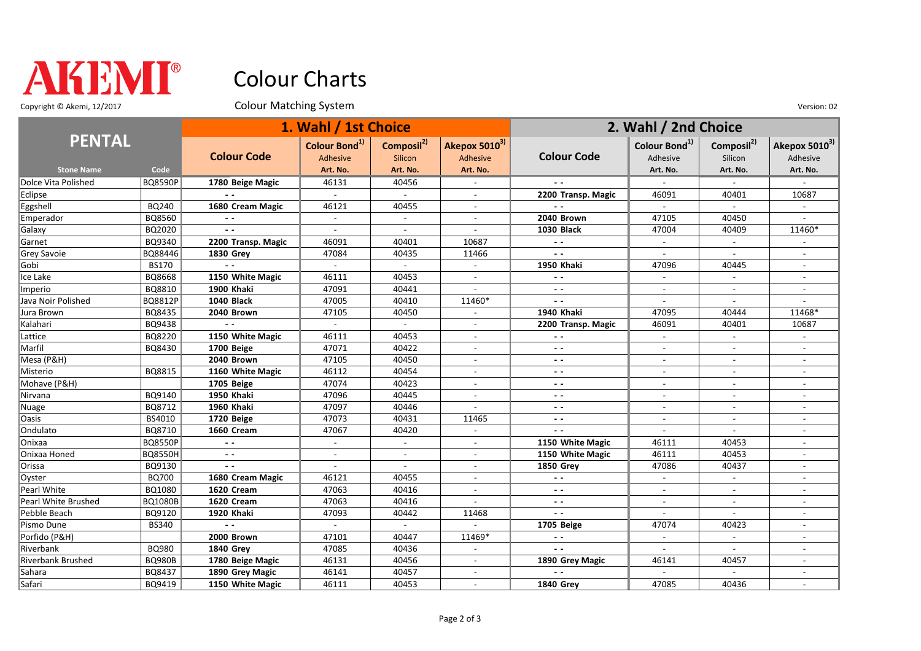# AKEMI®

# Colour Charts

Copyright © Akemi, 12/2017

Colour Matching System

Version: 02

| PENTAL | | 1. Wahl / 1st Choice | | | | 2. Wahl / 2nd Choice | | | |
|---|---|---|---|---|---|---|---|---|---|
| Stone Name | Code | Colour Code | Colour Bond[1] Adhesive Art. No. | Composil[2] Silicon Art. No. | Akepox 5010[3] Adhesive Art. No. | Colour Code | Colour Bond[1] Adhesive Art. No. | Composil[2] Silicon Art. No. | Akepox 5010[3] Adhesive Art. No. |
| Dolce Vita Polished | BQ8590P | **1780 Beige Magic** | 46131 | 40456 | - | - - | - | - | - |
| Eclipse | | - - | - | - | - | **2200 Transp. Magic** | 46091 | 40401 | 10687 |
| Eggshell | BQ240 | **1680 Cream Magic** | 46121 | 40455 | - | - - | - | - | - |
| Emperador | BQ8560 | - - | - | - | - | **2040 Brown** | 47105 | 40450 | - |
| Galaxy | BQ2020 | - - | - | - | - | **1030 Black** | 47004 | 40409 | 11460* |
| Garnet | BQ9340 | **2200 Transp. Magic** | 46091 | 40401 | 10687 | - - | - | - | - |
| Grey Savoie | BQ88446 | **1830 Grey** | 47084 | 40435 | 11466 | - - | - | - | - |
| Gobi | BS170 | - - | - | - | - | **1950 Khaki** | 47096 | 40445 | - |
| Ice Lake | BQ8668 | **1150 White Magic** | 46111 | 40453 | - | - - | - | - | - |
| Imperio | BQ8810 | **1900 Khaki** | 47091 | 40441 | - | - - | - | - | - |
| Java Noir Polished | BQ8812P | **1040 Black** | 47005 | 40410 | 11460* | - - | - | - | - |
| Jura Brown | BQ8435 | **2040 Brown** | 47105 | 40450 | - | **1940 Khaki** | 47095 | 40444 | 11468* |
| Kalahari | BQ9438 | - - | - | - | - | **2200 Transp. Magic** | 46091 | 40401 | 10687 |
| Lattice | BQ8220 | **1150 White Magic** | 46111 | 40453 | - | - - | - | - | - |
| Marfil | BQ8430 | **1700 Beige** | 47071 | 40422 | - | - - | - | - | - |
| Mesa (P&H) | | **2040 Brown** | 47105 | 40450 | - | - - | - | - | - |
| Misterio | BQ8815 | **1160 White Magic** | 46112 | 40454 | - | - - | - | - | - |
| Mohave (P&H) | | **1705 Beige** | 47074 | 40423 | - | - - | - | - | - |
| Nirvana | BQ9140 | **1950 Khaki** | 47096 | 40445 | - | - - | - | - | - |
| Nuage | BQ8712 | **1960 Khaki** | 47097 | 40446 | - | - - | - | - | - |
| Oasis | BS4010 | **1720 Beige** | 47073 | 40431 | 11465 | - - | - | - | - |
| Ondulato | BQ8710 | **1660 Cream** | 47067 | 40420 | - | - - | - | - | - |
| Onixaa | BQ8550P | - - | - | - | - | **1150 White Magic** | 46111 | 40453 | - |
| Onixaa Honed | BQ8550H | - - | - | - | - | **1150 White Magic** | 46111 | 40453 | - |
| Orissa | BQ9130 | - - | - | - | - | **1850 Grey** | 47086 | 40437 | - |
| Oyster | BQ700 | **1680 Cream Magic** | 46121 | 40455 | - | - - | - | - | - |
| Pearl White | BQ1080 | **1620 Cream** | 47063 | 40416 | - | - - | - | - | - |
| Pearl White Brushed | BQ1080B | **1620 Cream** | 47063 | 40416 | - | - - | - | - | - |
| Pebble Beach | BQ9120 | **1920 Khaki** | 47093 | 40442 | 11468 | - - | - | - | - |
| Pismo Dune | BS340 | - - | - | - | - | **1705 Beige** | 47074 | 40423 | - |
| Porfido (P&H) | | **2000 Brown** | 47101 | 40447 | 11469* | - - | - | - | - |
| Riverbank | BQ980 | **1840 Grey** | 47085 | 40436 | - | - - | - | - | - |
| Riverbank Brushed | BQ980B | **1780 Beige Magic** | 46131 | 40456 | - | **1890 Grey Magic** | 46141 | 40457 | - |
| Sahara | BQ8437 | **1890 Grey Magic** | 46141 | 40457 | - | - - | - | - | - |
| Safari | BQ9419 | **1150 White Magic** | 46111 | 40453 | - | **1840 Grey** | 47085 | 40436 | - |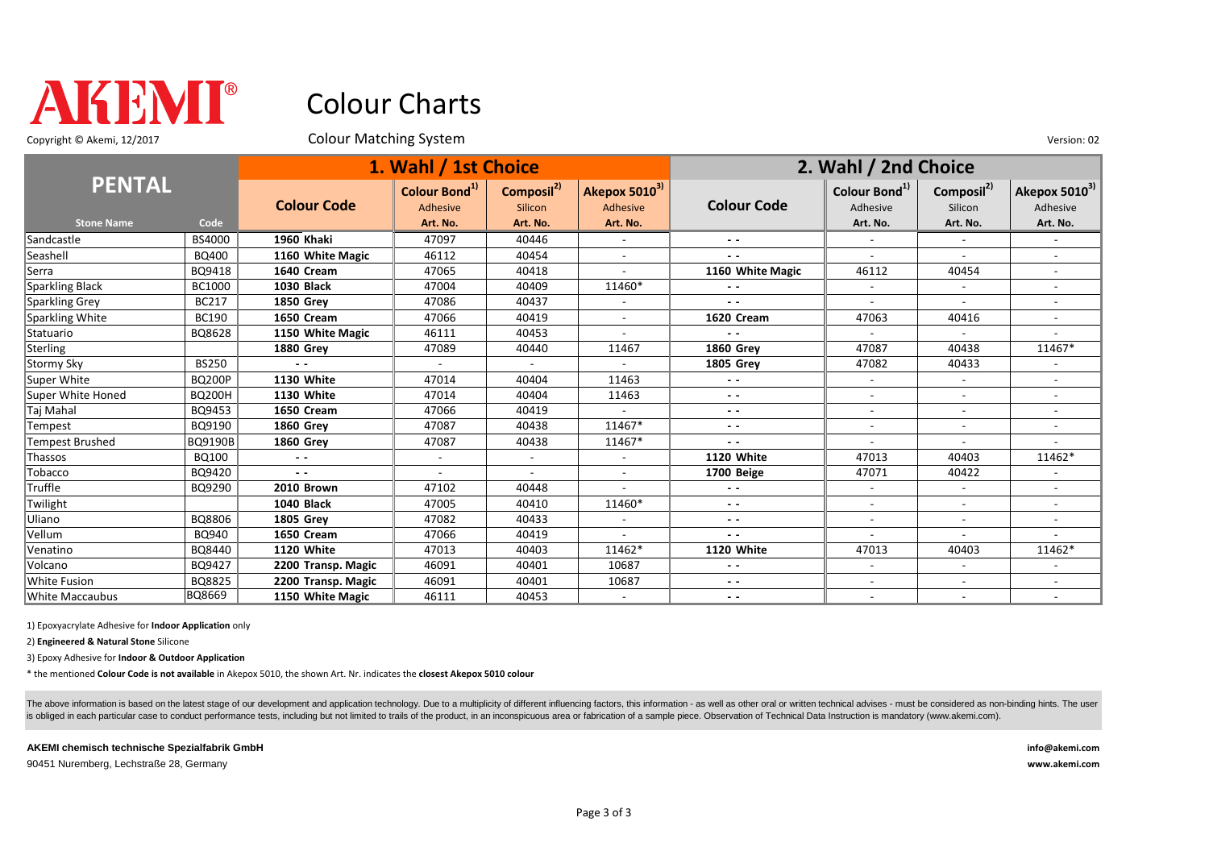# AKEMI®

# Colour Charts

Copyright © Akemi, 12/2017

Colour Matching System

Version: 02

| PENTAL | | 1. Wahl / 1st Choice | | | | 2. Wahl / 2nd Choice | | | |
|---|---|---|---|---|---|---|---|---|---|
| | | Colour Code | Colour Bond[1)] Adhesive | Composil[2)] Silicon | Akepox 5010[3)] Adhesive | Colour Code | Colour Bond[1)] Adhesive | Composil[2)] Silicon | Akepox 5010[3)] Adhesive |
| Stone Name | Code | | Art. No. | Art. No. | Art. No. | | Art. No. | Art. No. | Art. No. |
| Sandcastle | BS4000 | **1960 Khaki** | 47097 | 40446 | - | - - | - | - | - |
| Seashell | BQ400 | **1160 White Magic** | 46112 | 40454 | - | - - | - | - | - |
| Serra | BQ9418 | **1640 Cream** | 47065 | 40418 | - | **1160 White Magic** | 46112 | 40454 | - |
| Sparkling Black | BC1000 | **1030 Black** | 47004 | 40409 | 11460* | - - | - | - | - |
| Sparkling Grey | BC217 | **1850 Grey** | 47086 | 40437 | - | - - | - | - | - |
| Sparkling White | BC190 | **1650 Cream** | 47066 | 40419 | - | **1620 Cream** | 47063 | 40416 | - |
| Statuario | BQ8628 | **1150 White Magic** | 46111 | 40453 | - | - - | - | - | - |
| Sterling | | **1880 Grey** | 47089 | 40440 | 11467 | **1860 Grey** | 47087 | 40438 | 11467* |
| Stormy Sky | BS250 | - - | - | - | - | **1805 Grey** | 47082 | 40433 | - |
| Super White | BQ200P | **1130 White** | 47014 | 40404 | 11463 | - - | - | - | - |
| Super White Honed | BQ200H | **1130 White** | 47014 | 40404 | 11463 | - - | - | - | - |
| Taj Mahal | BQ9453 | **1650 Cream** | 47066 | 40419 | - | - - | - | - | - |
| Tempest | BQ9190 | **1860 Grey** | 47087 | 40438 | 11467* | - - | - | - | - |
| Tempest Brushed | BQ9190B | **1860 Grey** | 47087 | 40438 | 11467* | - - | - | - | - |
| Thassos | BQ100 | - - | - | - | - | **1120 White** | 47013 | 40403 | 11462* |
| Tobacco | BQ9420 | - - | - | - | - | **1700 Beige** | 47071 | 40422 | - |
| Truffle | BQ9290 | **2010 Brown** | 47102 | 40448 | - | - - | - | - | - |
| Twilight | | **1040 Black** | 47005 | 40410 | 11460* | - - | - | - | - |
| Uliano | BQ8806 | **1805 Grey** | 47082 | 40433 | - | - - | - | - | - |
| Vellum | BQ940 | **1650 Cream** | 47066 | 40419 | - | - - | - | - | - |
| Venatino | BQ8440 | **1120 White** | 47013 | 40403 | 11462* | **1120 White** | 47013 | 40403 | 11462* |
| Volcano | BQ9427 | **2200 Transp. Magic** | 46091 | 40401 | 10687 | - - | - | - | - |
| White Fusion | BQ8825 | **2200 Transp. Magic** | 46091 | 40401 | 10687 | - - | - | - | - |
| White Maccaubus | BQ8669 | **1150 White Magic** | 46111 | 40453 | - | - - | - | - | - |

1) Epoxyacrylate Adhesive for **Indoor Application** only

2) **Engineered & Natural Stone** Silicone

3) Epoxy Adhesive for **Indoor & Outdoor Application**

\* the mentioned **Colour Code is not available** in Akepox 5010, the shown Art. Nr. indicates the **closest Akepox 5010 colour**

The above information is based on the latest stage of our development and application technology. Due to a multiplicity of different influencing factors, this information - as well as other oral or written technical advises - must be considered as non-binding hints. The user is obliged in each particular case to conduct performance tests, including but not limited to trails of the product, in an inconspicuous area or fabrication of a sample piece. Observation of Technical Data Instruction is mandatory (www.akemi.com).

**AKEMI chemisch technische Spezialfabrik GmbH**

90451 Nuremberg, Lechstraße 28, Germany

**info@akemi.com**

**www.akemi.com**